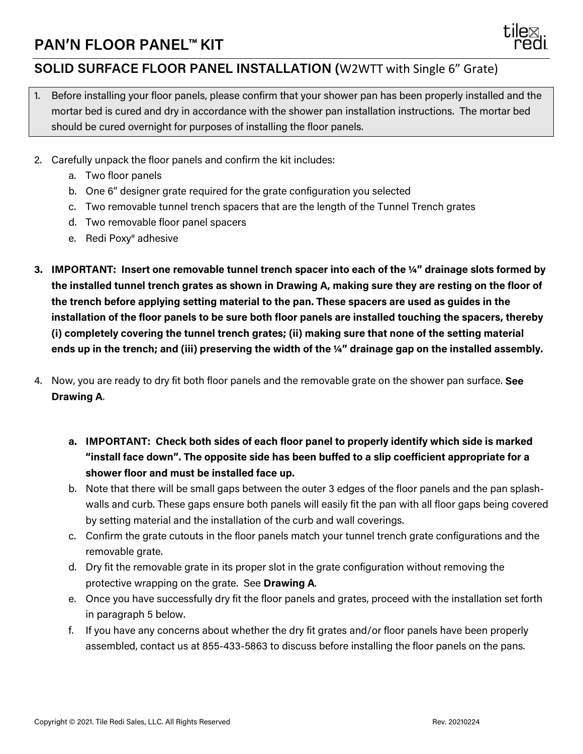# PAN'N FLOOR PANEL™ KIT

## SOLID SURFACE FLOOR PANEL INSTALLATION (W2WTT with Single 6" Grate)

1. Before installing your floor panels, please confirm that your shower pan has been properly installed and the mortar bed is cured and dry in accordance with the shower pan installation instructions. The mortar bed should be cured overnight for purposes of installing the floor panels.

2. Carefully unpack the floor panels and confirm the kit includes:
   a. Two floor panels
   b. One 6" designer grate required for the grate configuration you selected
   c. Two removable tunnel trench spacers that are the length of the Tunnel Trench grates
   d. Two removable floor panel spacers
   e. Redi Poxy® adhesive

3. **IMPORTANT: Insert one removable tunnel trench spacer into each of the ¼" drainage slots formed by the installed tunnel trench grates as shown in Drawing A, making sure they are resting on the floor of the trench before applying setting material to the pan. These spacers are used as guides in the installation of the floor panels to be sure both floor panels are installed touching the spacers, thereby (i) completely covering the tunnel trench grates; (ii) making sure that none of the setting material ends up in the trench; and (iii) preserving the width of the ¼" drainage gap on the installed assembly.**

4. Now, you are ready to dry fit both floor panels and the removable grate on the shower pan surface. **See Drawing A**.

   a. **IMPORTANT: Check both sides of each floor panel to properly identify which side is marked "install face down". The opposite side has been buffed to a slip coefficient appropriate for a shower floor and must be installed face up.**
   b. Note that there will be small gaps between the outer 3 edges of the floor panels and the pan splash-walls and curb. These gaps ensure both panels will easily fit the pan with all floor gaps being covered by setting material and the installation of the curb and wall coverings.
   c. Confirm the grate cutouts in the floor panels match your tunnel trench grate configurations and the removable grate.
   d. Dry fit the removable grate in its proper slot in the grate configuration without removing the protective wrapping on the grate. See **Drawing A**.
   e. Once you have successfully dry fit the floor panels and grates, proceed with the installation set forth in paragraph 5 below.
   f. If you have any concerns about whether the dry fit grates and/or floor panels have been properly assembled, contact us at 855-433-5863 to discuss before installing the floor panels on the pans.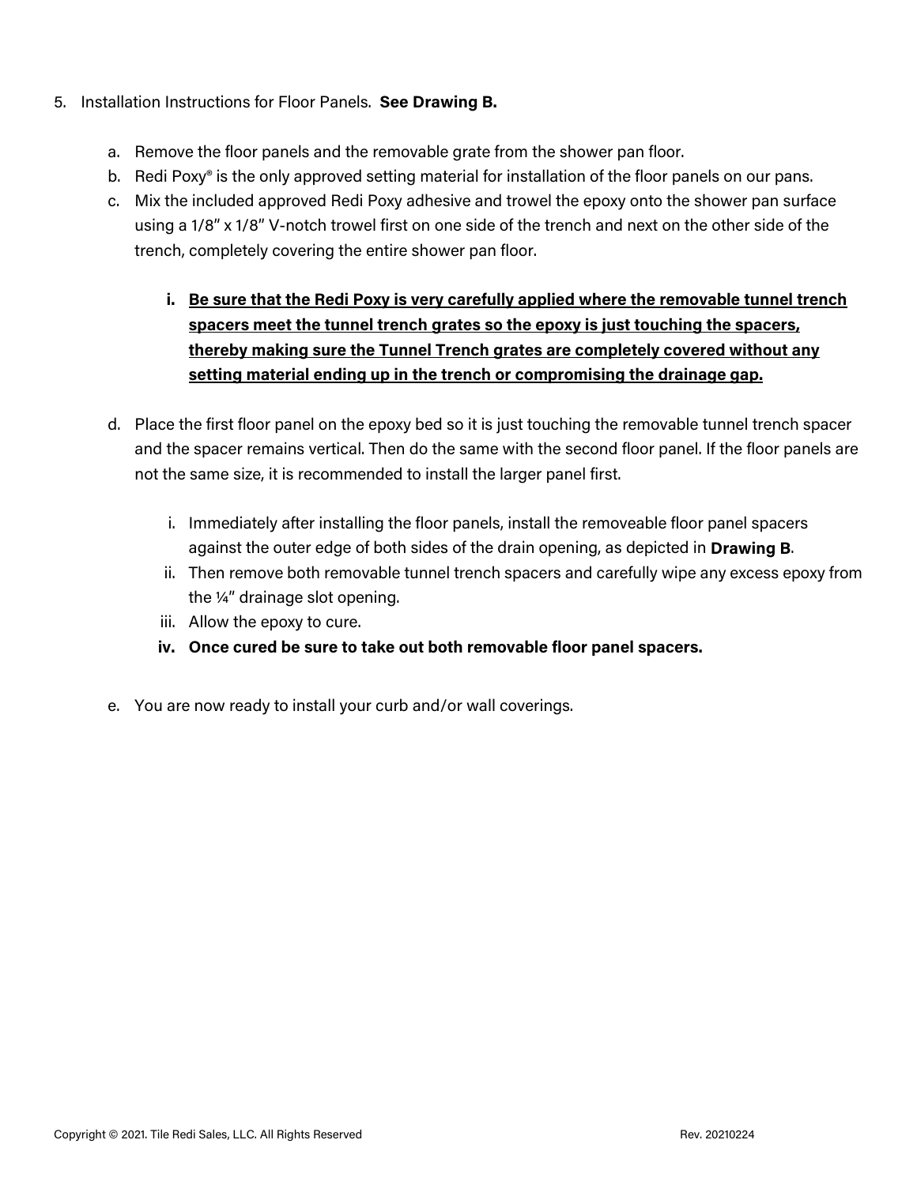5. Installation Instructions for Floor Panels. **See Drawing B.**

    a. Remove the floor panels and the removable grate from the shower pan floor.

    b. Redi Poxy® is the only approved setting material for installation of the floor panels on our pans.

    c. Mix the included approved Redi Poxy adhesive and trowel the epoxy onto the shower pan surface using a 1/8" x 1/8" V-notch trowel first on one side of the trench and next on the other side of the trench, completely covering the entire shower pan floor.

        i. **<u>Be sure that the Redi Poxy is very carefully applied where the removable tunnel trench spacers meet the tunnel trench grates so the epoxy is just touching the spacers, thereby making sure the Tunnel Trench grates are completely covered without any setting material ending up in the trench or compromising the drainage gap.</u>**

    d. Place the first floor panel on the epoxy bed so it is just touching the removable tunnel trench spacer and the spacer remains vertical. Then do the same with the second floor panel. If the floor panels are not the same size, it is recommended to install the larger panel first.

        i. Immediately after installing the floor panels, install the removeable floor panel spacers against the outer edge of both sides of the drain opening, as depicted in **Drawing B**.

        ii. Then remove both removable tunnel trench spacers and carefully wipe any excess epoxy from the ¼" drainage slot opening.

        iii. Allow the epoxy to cure.

        iv. **Once cured be sure to take out both removable floor panel spacers.**

    e. You are now ready to install your curb and/or wall coverings.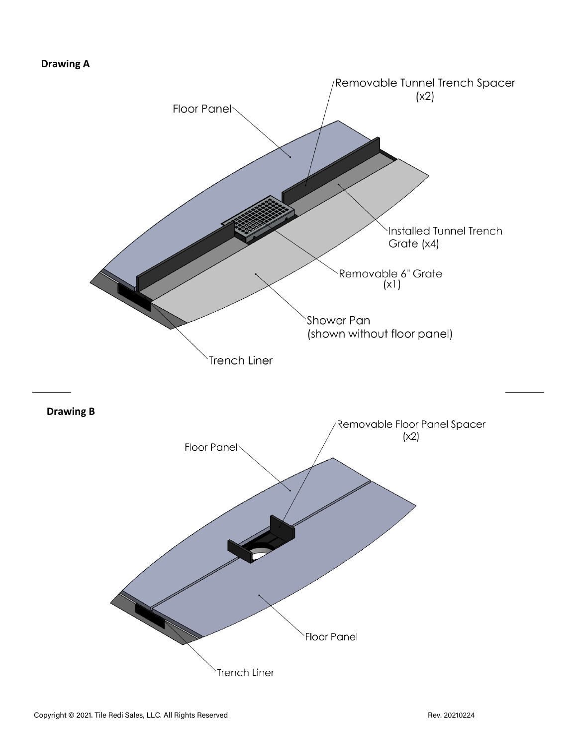**Drawing A**

Removable Tunnel Trench Spacer
(x2)

Floor Panel

Installed Tunnel Trench
Grate (x4)

Removable 6" Grate
(x1)

Shower Pan
(shown without floor panel)

Trench Liner

**Drawing B**

Removable Floor Panel Spacer
(x2)

Floor Panel

Floor Panel

Trench Liner

Copyright © 2021. Tile Redi Sales, LLC. All Rights Reserved

Rev. 20210224